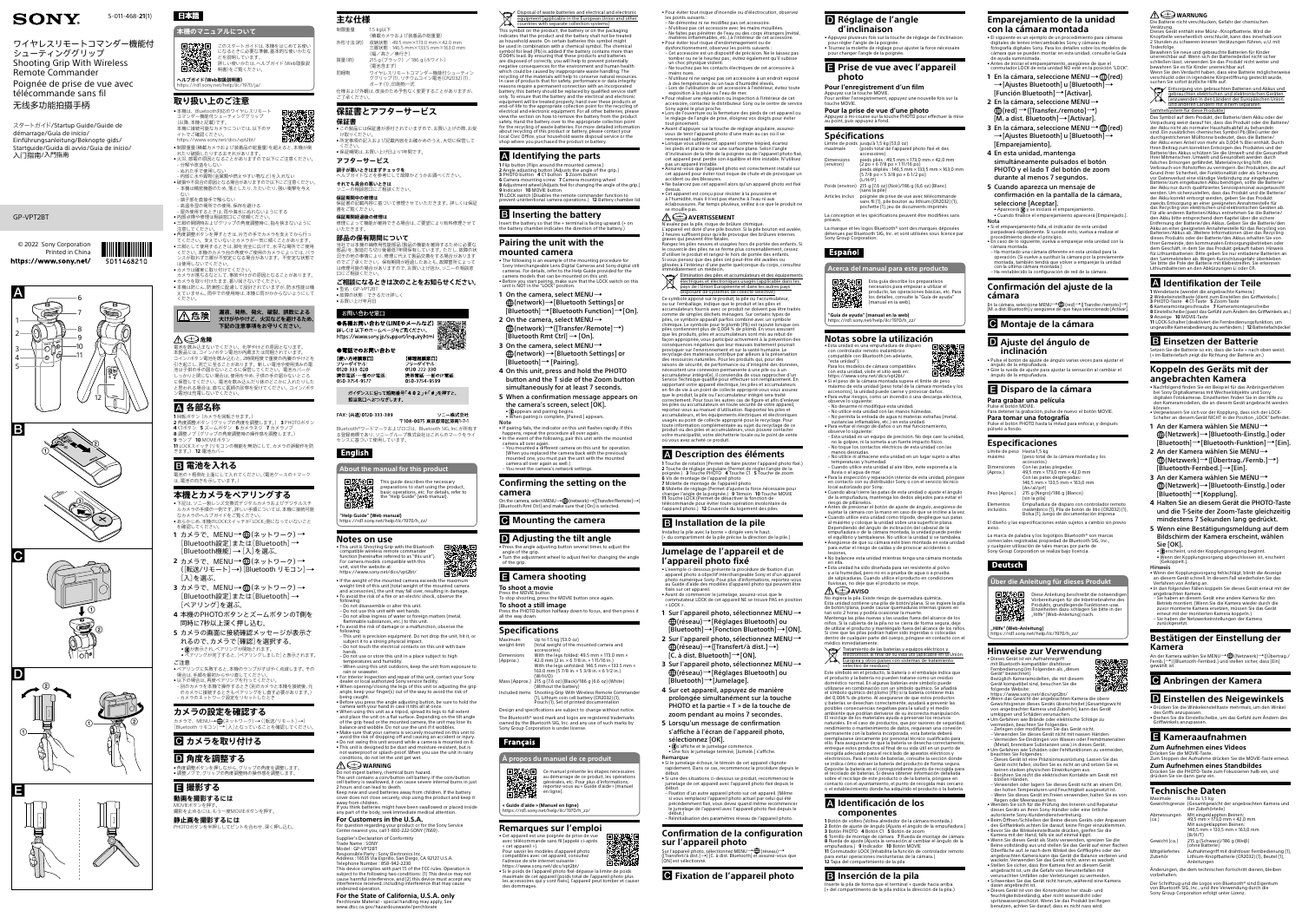SONY

5-011-468-21(1)

ワイヤレスリモートコマンダー機能付シューティンググリップ
Shooting Grip With Wireless Remote Commander
Poignée de prise de vue avec télécommande sans fil
无线多功能拍摄手柄

スタートガイド/Startup Guide/Guide de démarrage/Guía de inicio/Einführungsanleitung/Beknopte gids/Startguide/Guida di avvio/Guia de início/入门指南/入門指南

GP-VPT2BT

© 2022 Sony Corporation
Printed in China

https://www.sony.net/

# 日本語

## 本機のマニュアルについて

このスタートガイドは、本機をはじめてお使いになるときに必要な準備、基本的な使いかたなどを説明しています。
詳しい使いかたは、ヘルプガイド（Web取扱説明書）を見てご覧ください。

ヘルプガイド（Web取扱説明書）
https://rd1.sony.net/help/ilc/1970/ja/

## 取り扱い上のご注意

- 本機は、Bluetooth対応のワイヤレスリモートコマンダー機能付シューティンググリップ（以降、本機と記載）です。
- 対応カメラ機種については、以下のサポートでご確認ください。
https://www.sony.net/dics/vpt2bt/
- 制限重量（装着カメラおよび装着品の重量）を超えると、本機が機材が破損しますのでお使いにならないでください。
- 大気・気象の原因となることがありますので以下にご注意ください。
  - 分解や改造をしない。
  - 無理な力を加えたり落としたりしない。
  - 内部に水や異物（金属類や燃えやすい物など）を入れない。
- 破損や不具合の原因となる場所ですので以下にご注意ください。
  - 本機は精密機器の為、落としたり、たたいたり、強い衝撃を与えない。
  - 端子部を直接手で触らない。
  - 高温多湿の場所での使用、保存を避ける。
  - 屋外使用するときは、雨や海水にぬれないようにする。
- 内部点検や修理などはグリップの内部点検時に、指を挟まないようにご注意してください。
- 角度調整ボタンを押すときは、片方の手でカメラを支えてから行ってください。支えていないとカメラが一気に回ることがあります。
- 三脚として使用するときは、脚を完全に広げて、水平な場所でご使用ください。傾斜の場所などの使用等の不安定な場所ではカメラが転倒するおそれがあります。また、風の強い場所等では転倒するおそれがありますのでご注意ください。
- カメラは確実に取り付けてください。
カメラが外れるなどして、事故やけがの原因となることがあります。
- カメラを取り付けたまま、振り回さないでください。
- 本機は防じん、防滴性に配慮して設計されていますが、防水性能は保証していません。雨中での使用時は、本機に雨がかからないようにしてください。

### 危険

漏液、発熱、発火、破裂、誤飲による大けがややけど、火災などを避けるため、下記の注意事項を必ずお守りください。

#### ⚠ 危険

電池を飲み込まないでください。化学やけどの原因となります。
本製品には、コインタイプ、ボタン型の電池が使用されています。
コインタイプの電池を飲み込むと、2時間程度で重度の内部化学やけどを引き起こし、死に至ることがあります。新しい電池や使用済みの電池は子供の手の届かないところに保管してください。電池ホルダーがしっかり閉じない場合は、使用を中止し、子供の手の届かないところに保管してください。電池を飲み込んだり体のどこかに入れたりしたと思われる場合は、直ちに医師の診察を受けてください。コインタイプ電池は充電しないでください。

### A 各部名称

1 回転ボタン（カメラを固定できます。）
2 角度調整ボタン（グリップの角度を調整します。） 3 PHOTOボタン
4 Cボタン 5 ズームボタン 6 カメラネジ 7 カメラノブ
8 調整ノブ（グリップの角度調整時の締め付けを調整します。）
9 ランプ 10 MOVIEボタン
11 LOCKスイッチ（リモコンの機能を無効にして、カメラの誤操作を防止します。） 12 電池カバー

### B 電池を入れる

電池の＋極側を上側にして入れてください。（電池ケースの＋マークは、電池の向きを示しています。）

## 本機とカメラをペアリングする

- 下記は、ソニー製レンズ交換式デジタルカメラおよびデジタルスチルカメラの手順の一例です。詳しい手順については、本機に接続可能なカメラのヘルプガイドをご覧ください。
- あらかじめ、本機のLOCKスイッチがLOCK側になっていないことを確認してください。

1 カメラで、MENU→🌐（ネットワーク）→[Bluetooth設定]または[Bluetooth]→[Bluetooth機能]→[入]を選ぶ。
2 カメラで、MENU→🌐（ネットワーク）→[転送/リモート]→[Bluetooth リモコン]→[入]を選ぶ。
3 カメラで、MENU→🌐（ネットワーク）→[Bluetooth設定]または[Bluetooth]→[ペアリング]を選ぶ。
4 本機のPHOTOボタンとズームボタンのT側を同時に7秒以上長押しする。
5 カメラの画面に接続確認メッセージが表示されるので、カメラで[確認]を選ぶ。
- ✱が表示されペアリングが開始されます。
- ペアリングが完了すると、[ペアリング完了]と表示されます。

ご注意

- ペアリングに失敗すると、本機のランプがすばやく点滅します。その場合は、手順を最初からやり直してください。
- 以下の場合は、再度ペアリングを行ってください。
  - 別のカメラを本機で操作するとき（別のカメラと本機を接続後、元のカメラに接続するときもペアリングをし直す必要があります。）
  - カメラのネットワーク設定をリセットしたとき

## カメラの設定を確認する

カメラで、MENU→🌐（ネットワーク）→[転送/リモート]→[Bluetooth リモコン]→[入]となっていることを確認してください。

### C カメラを取り付ける

### D 角度を調整する

- 角度調整ボタンを押しながら、グリップの角度を調整します。
- 調整ノブで、グリップの角度調整時の操作感を調整します。

### E 撮影する

**動画を撮影するには**

MOVIEボタンを押す。
撮影をとめるには、もう一度MOVIEボタンを押す。

**静止画を撮影するには**

PHOTOボタンを半押ししてピントを合わせ、深く押し込む。

## 主な仕様

| | |
|---|---|
| 耐荷重量 | 1.5 kg以下（搭載カメラおよび装着品の重量） |
| 外形寸法（約） | 収納状態：49.5 mm×173.0 mm×42.0 mm<br>三脚状態：146.5 mm×133.5 mm×163.0 mm（幅／高さ／奥行き） |
| 質量（約） | 215 g（ブラック）／186 g（ホワイト）（電池含まず） |
| 同梱物 | ワイヤレスリモートコマンダー機能付シューティンググリップ（1）、リチウムコイン電池（CR2032）（1）、 一式印刷物一式 |

仕様および外観は、改良のため予告なく変更することがありますが、ご了承ください。

## 保証書とアフターサービス

### 保証書

- この製品には保証書が添付されていますので、お買い上げの際、お受け取りください。
- 所定事項の記入および記載内容をお確かめのうえ、大切に保管してください。
- 保証期間は、お買い上げ日より1年間です。

### アフターサービス

**調子が悪いときはまずチェックを**

ヘルプガイドなどを参考にして故障かどうかお調べください。

**それでも具合の悪いときは**

ソニーの相談窓口にご相談ください。

**保証期間中の修理は**

保証書の記載内容に基づいて修理させていただきます。詳しくは保証書をご覧ください。

**保証期間経過後の修理は**

修理によって機能が維持できる場合は、ご要望により有料修理させていただきます。

### 部品の保有期間について

当社では本機の補修用性能部品（製品の機能を維持するために必要な部品）を、製造打ち切り後6年間保有しています。ただし、故障の状況その他の事情により、修理に代えて製品交換をする場合がありますのでご了承ください。保証期間経過後の修理などについては、保証書の記載をご確認ください。

### ご相談になるときは次のことをお知らせください。

- 型名：GP-VPT2BT
- 故障の状態：できるだけ詳しく
- お買い上げ日

お問い合わせ窓口

●各種お問い合わせ（LINEやメールなど）
詳しくは以下のホームページをご覧ください。
https://www.sony.jp/support/inquiry.html

●電話でのお問い合わせ

| 【使い方相談窓口】 | 【修理相談窓口】 |
|---|---|
| フリーダイヤル 0120-333-020 | フリーダイヤル 0120-222-330 |
| 携帯電話・一部のIP電話 050-3754-9577 | 携帯電話・一部のIP電話 050-3754-9599 |

ガイダンスに沿って**初期登録「4 0 2」+「#」を押す**と、担当窓口へおつなぎします。

FAX：(共通) 0120-333-389

ソニー株式会社
〒108-0075 東京都港区港南1-7-1

Bluetooth® ワードマークおよびロゴは、Bluetooth SIG, Inc.が所有する登録商標であり、ソニーグループ株式会社はこれらのマークをライセンスに基づいて使用しています。

# English

## About the manual for this product

This guide describes the necessary preparations to start using the product, basic operations, etc. For details, refer to the "Help Guide" (web manual).

"Help Guide" (Web manual)
https://rd1.sony.net/help/ilc/1970/h_zz/

## Notes on use

- This unit is Shooting Grip with the Bluetooth compatible wireless remote commander function (hereinafter referred to as "this unit"). For camera models compatible with this unit, visit the website at:
https://www.sony.net/dics/vpt2bt/
- If the weight of the mounted camera exceeds the maximum weight limit of this unit (total weight of the mounted camera and accessories), this unit may fall over, resulting in damage.
- To avoid the risk of a fire or an electric shock, observe the following:
  - Do not disassemble or alter this unit.
  - Do not use this unit with wet hands.
  - Do not allow ingress of water or foreign matters (metal, flammable substances, etc.) to this unit.
- To avoid the risk of damage or a malfunction, observe the following:
  - This unit is precision equipment. Do not drop this unit, hit it, or subject it to a strong physical impact.
  - Do not touch the electrical contacts on this unit with bare hands.
  - Do not use or store this unit in a place subject to high temperatures and humidity.
  - When using this unit outdoors, keep the unit from exposure to rain or seawater.
- For internal inspection and repair of this unit, please contact your Sony dealer or local authorized Sony service facility.
- When opening/closing the legs of this grip or adjusting the grip angle, take care your finger(s) are out of the way to avoid the risk of being caught.
- Before you press the angle adjusting button, be sure to hold the camera with your hand in case it tilts all at once.
- When using this unit as a tripod, spread its legs to full extent and place the unit on a flat surface. Depending on the angle of the grip head or the mounted camera, the unit may lose its balance and tumble. Do not use the unit in windy conditions.
- Make sure that your camera is securely mounted on this unit to avoid the risk of dropping off and causing an accident or injury.
- Do not swing this unit around while a camera is mounted on it.
- This unit is designed to be dust and moisture resistant, but is not waterproof or splash-proof. When you use the unit in rainy conditions, do not let the unit get wet.

⚠ WARNING

Do not ingest battery, chemical burn hazard.
This unit contains a coin/button cell battery. If the coin/button cell battery is swallowed, it can cause severe internal burns in just 2 hours and can lead to death.
Keep new and used batteries away from children. If the battery cover does not close securely, stop using the product and keep it away from children.
If you think batteries might have been swallowed or placed inside any part of the body, seek immediate medical attention.

**For Customers in the U.S.A.**

For question regarding your product or for the Sony Service Center nearest you, call 1-800-222-SONY (7669).

Supplier's Declaration of Conformity
Trade Name : SONY
Model : GP-VPT2BT
Responsible Party : Sony Electronics Inc.
Address : 16535 Via Esprillo, San Diego, CA 92127 U.S.A.
Telephone Number : 858-942-2230
This device complies with part 15 of the FCC rules. Operation is subject to the following two conditions: (1) This device may not cause harmful interference, and (2) this device must accept any interference received, including interference that may cause undesired operation.

**For the State of California, U.S.A. only**

Perchlorate Material - special handling may apply, See www.dtsc.ca.gov/hazardouswaste/perchlorate

Disposal of waste batteries and electrical and electronic equipment (applicable in the European Union and other countries with separate collection systems)

This symbol on the product, the battery or on the packaging indicates that the product and the battery shall not be treated as household waste. On certain batteries this symbol might be used in combination with a chemical symbol. The chemical symbol for lead (Pb) is added if the battery contains more than 0.004% lead. By ensuring that these products and batteries are disposed of correctly, you will help to prevent potentially negative consequences for the environment and human health which could be caused by inappropriate waste handling. The recycling of the materials will help to conserve natural resources. In case of products that for safety, performance or data integrity reasons require a permanent connection with an incorporated battery, this battery should be replaced by qualified service staff only. To ensure that the battery and the electrical and electronic equipment will be treated properly, hand over these products at end-of-life to the applicable collection point for the recycling of electrical and electronic equipment. For all other batteries, please view the section on how to remove the battery from the product safely. Hand the battery over to the applicable collection point for the recycling of waste batteries. For more detailed information about recycling of this product or battery, please contact your local Civic Office, your household waste disposal service or the shop where you purchased the product or battery.

### A Identifying the parts

1 Flip button (Flips around the mounted camera.)
2 Angle adjusting button (Adjusts the angle of the grip.)
3 PHOTO button 4 C1 button 5 Zoom button
6 Camera mounting screw 7 Camera mounting wheel
8 Adjustment wheel (Adjusts feel for changing the angle of the grip.)
9 Indicator 10 MOVIE button
11 LOCK switch (Disables the remote commander function to prevent unintentional camera operations.) 12 Battery chamber lid

### B Inserting the battery

Insert the battery so that the + terminal is facing upward. (+ on the battery chamber indicates the direction of the battery.)

## Pairing the unit with the mounted camera

- The following is an example of the mounting procedure for Sony interchangeable Lens Digital Cameras and Sony digital still cameras. For details, refer to the Help Guide provided for the camera models that can be mounted on this unit.
- Before you start pairing, make sure that the LOCK switch on this unit is NOT in the "LOCK" position.

1 On the camera, select MENU→🌐(Network)→[Bluetooth Settings] or [Bluetooth]→[Bluetooth Function]→[On].
2 On the camera, select MENU→🌐(Network)→[Transfer/Remote]→[Bluetooth Rmt Ctrl]→[On].
3 On the camera, select MENU→🌐(Network)→[Bluetooth Settings] or [Bluetooth]→[Pairing].
4 On this unit, press and hold the PHOTO button and the T side of the Zoom button simultaneously for at least 7 seconds.
5 When a confirmation message appears on the camera's screen, select [OK].
- ✱ appears and pairing begins.
- When pairing is complete, [Paired.] appears.

Note

- If pairing fails, the indicator on this unit flashes rapidly. If this happens, repeat the procedure all over again.
- In the event of the following, pair this unit with the mounted camera all over again:
  - You mounted a different camera on this unit for operation. (When you replaced the camera back with the previously mounted one, you must pair the unit with the mounted camera all over again as well.)
  - You reset the camera's network settings.

## Confirming the setting on the camera

On the camera, select MENU→🌐(Network)→[Transfer/Remote]→[Bluetooth Rmt Ctrl] and make sure that [On] is selected.

### C Mounting the camera

### D Adjusting the tilt angle

- Press the angle adjusting button several times to adjust the angle of the grip.
- Turn the adjustment wheel to adjust feel for changing the angle of the grip.

### E Camera shooting

**To shoot a movie**

Press the MOVIE button.
To stop shooting, press the MOVIE button once again.

**To shoot a still image**

Press the PHOTO button halfway down to focus, and then press it all the way down.

## Specifications

| | |
|---|---|
| Maximum weight limit | Up to 1.5 kg (53.0 oz) (Total weight of the mounted camera and accessories) |
| Dimensions (Approx.) | With the legs folded: 49.5 mm × 173.0 mm × 42.0 mm (2 in. × 6 7/8 in. × 1 11/16 in.)<br>With the legs unfolded: 146.5 mm × 133.5 mm × 163.0 mm (5 7/8 in. × 5 3/8 in. × 6 1/2 in.) (W/H/D) |
| Mass (Approx.) | 215 g (7.6 oz) (Black)/186 g (6.6 oz) (White) (Without the battery) |
| Included items | Shooting Grip With Wireless Remote Commander (1), Lithium coin cell battery (CR2032) (1), Set of printed documentation |

Design and specifications are subject to change without notice.

The Bluetooth® word mark and logos are registered trademarks owned by the Bluetooth SIG, Inc. and any use of such marks by Sony Group Corporation is under license.

# Français

## À propos du manuel de ce produit

Ce manuel présente les étapes nécessaires au démarrage de ce produit, les opérations générales, etc. Pour plus d'informations, reportez-vous au « Guide d'aide » (manuel en ligne).

« Guide d'aide » (Manuel en ligne)
https://rd1.sony.net/help/ilc/1970/h_zz/

## Remarques sur l'emploi

- Cet appareil est une poignée de prise de vue avec télécommande sans fil (appelé ci-après « cet appareil »).
Pour savoir les modèles d'appareil photo compatibles avec cet appareil, consultez l'adresse de site internet suivante :
https://www.sony.net/dics/vpt2bt/
- Si le poids de l'appareil photo fixé dépasse la limite de poids maximale de cet appareil (poids total de l'appareil photo plus les accessoires qui y sont fixés), l'appareil peut tomber et causer des dommages.
- Pour éviter tout risque d'incendie ou d'électrocution, observez les points suivants :
  - Ne démontez ni ne modifiez pas cet accessoire.
  - N'utilisez pas cet accessoire avec les mains mouillées.
  - Ne faites pas pénétrer de l'eau ou des corps étrangers (métal, matières inflammables, etc.) à l'intérieur de cet accessoire.
- Pour éviter tout risque d'endommagement ou de dysfonctionnement, observez les points suivants :
  - Cet accessoire est un dispositif de précision. Ne le laissez pas tomber ou ne le heurtez pas ; évitez également qu'il subisse un choc physique violent.
  - Ne touchez pas les contacts électriques de cet accessoire à mains nues.
  - N'utilisez ni ne rangez pas cet accessoire dans un endroit exposé à des températures ou un taux d'humidité élevés.
  - Lors de l'utilisation de cet accessoire à l'extérieur, évitez toute exposition à la pluie ou l'eau de mer.
- Pour réaliser une réparation ou inspection à l'intérieur de cet accessoire, contactez le distributeur Sony ou le centre de service Sony agréé le plus proche.
- Lorsque vous ouvrez/fermez les pieds de cet appareil ou réglez l'angle de la poignée, veillez à écarter vos doigts afin de ne pas les coincer.
- Avant d'appuyer sur la touche de réglage angulaire, assurez-vous de tenir l'appareil photo d'une main au cas où il se renverserait subitement.
- Lorsque vous utilisez cet appareil comme trépied, écartez les pieds et placez-le sur une surface plane. Selon l'angle d'inclinaison de la tête de la poignée ou de l'appareil photo fixé, cet appareil peut perdre son équilibre et être instable. N'utilisez pas cet appareil dans des conditions venteuses.
- Assurez-vous que l'appareil photo est correctement installé sur cet appareil pour éviter tout risque de chute et de provoquer un accident ou des blessures.
- Ne balancez pas cet appareil alors qu'un appareil photo est fixé dessus.
- Cet appareil est conçu pour résister à la poussière et à l'humidité, mais il n'est pas étanche à l'eau ni aux éclaboussures. Par temps pluvieux, veillez à ce que le produit ne se mouille pas.

⚠ AVERTISSEMENT

N'avalez pas la pile, risque de brûlure chimique.
L'appareil est doté d'une pile bouton. Si la pile bouton est avalée, 2 heures suffisent pour qu'elle provoque des brûlures internes graves qui peuvent être fatales.
Rangez les piles neuves et usagées hors de portée des enfants. Si le couvercle des piles ne se ferme plus correctement, cessez d'utiliser le produit et rangez-le hors de portée des enfants.
Si vous pensez que des piles ont peut-être été avalées ou glissées à l'intérieur d'une partie quelconque du corps, consultez immédiatement un médecin.

Élimination des piles et accumulateurs et des équipements électriques et électroniques usagés (applicable dans les pays de l'Union Européenne et dans les autres pays disposant de systèmes de collecte sélective)

Ce symbole apposé sur le produit, la pile ou l'accumulateur, ou sur l'emballage, indique que le produit et les piles et accumulateurs fournis avec ce produit ne doivent pas être traités comme de simples déchets ménagers. Sur certains types de piles, ce symbole apparaît parfois combiné avec un symbole chimique. Le symbole pour le plomb (Pb) est rajouté lorsque ces piles contiennent plus de 0,004 % de plomb. En vous assurant que les produits, piles et accumulateurs sont mis au rebut de façon appropriée, vous participez activement à la prévention des conséquences négatives que leur mauvais traitement pourrait provoquer sur l'environnement et sur la santé humaine. Le recyclage des matériaux contribue par ailleurs à la préservation des ressources naturelles. Pour les produits qui, pour des raisons de sécurité, de performance ou d'intégrité des données, nécessitent une connexion permanente à une pile ou à un accumulateur, il conviendra de vous rapprocher d'un Service Technique qualifié pour effectuer son remplacement. En rapportant votre appareil électrique, les piles et accumulateurs en fin de vie à un point de collecte approprié vous vous assurez que le produit, la pile ou l'accumulateur intégré sera traité correctement. Pour tous les autres cas de figure et afin d'enlever les piles ou accumulateurs en toute sécurité de votre appareil, reportez-vous au manuel d'utilisation. Rapportez les piles et accumulateurs, et les équipements électriques et électroniques usagés au point de collecte approprié pour le recyclage. Pour toute information complémentaire au sujet du recyclage de ce produit ou des piles et accumulateurs, vous pouvez contacter votre municipalité, votre déchetterie locale ou le point de vente où vous avez acheté ce produit.

### A Description des éléments

1 Touche de rotation (Permet de faire pivoter l'appareil photo fixé.)
2 Touche de réglage angulaire (Permet de régler l'angle de la poignée.) 3 Touche PHOTO 4 Touche C1 5 Touche de zoom
6 Vis de montage de l'appareil photo
7 Molette de montage de l'appareil photo
8 Molette de réglage (Permet d'ajuster la force nécessaire pour changer l'angle de la poignée.) 9 Témoin 10 Touche MOVIE
11 Touche LOCK (Permet de désactiver la fonction de télécommande pour éviter toute opération involontaire de l'appareil photo.) 12 Couvercle du logement des piles

### B Installation de la pile

Installez la pile avec la borne + dirigée vers le haut.
(+ du compartiment de la pile précise la direction de la pile.)

## Jumelage de l'appareil et de l'appareil photo fixé

- L'exemple ci-dessous présente la procédure de fixation d'un appareil photo à objectif interchangeable Sony et d'un appareil photo numérique Sony. Pour plus d'informations, reportez-vous au Guide d'aide des modèles d'appareil photo qui peuvent être fixés sur cet appareil.
- Avant de commencer le jumelage, assurez-vous que le commutateur LOCK de cet appareil NE se trouve PAS en position « LOCK ».

1 Sur l'appareil photo, sélectionnez MENU→🌐(réseau)→[Réglages Bluetooth] ou [Bluetooth]→[Fonction Bluetooth]→[ON].
2 Sur l'appareil photo, sélectionnez MENU→🌐(réseau)→[Transfert/à dist.]→[C. à dist. Bluetooth]→[ON].
3 Sur l'appareil photo, sélectionnez MENU→🌐(réseau)→[Réglages Bluetooth] ou [Bluetooth]→[Jumelage].
4 Sur cet appareil, appuyez de manière prolongée simultanément sur la touche PHOTO et la partie « T » de la touche de zoom pendant au moins 7 secondes.
5 Lorsqu'un message de confirmation s'affiche à l'écran de l'appareil photo, sélectionnez [OK].
- ✱ s'affiche et le jumelage commence.
- Une fois le jumelage terminé, [Jumelé.] s'affiche.

Remarque

- Si le jumelage échoue, le témoin de cet appareil clignote rapidement. Dans ce cas, recommencez la procédure depuis le début.
- Si une des situations ci-dessous se produit, recommencez le jumelage de cet appareil avec l'appareil photo fixé depuis le début :
  - Fixation d'un autre appareil photo sur cet appareil. (Même si vous remplacez l'appareil photo actuel par celui qui était précédemment fixé, vous devez quand même recommencer le jumelage de l'appareil avec l'appareil photo fixé depuis le début.)
  - Réinitialisation des paramètres réseau de l'appareil photo.

## Confirmation de la configuration sur l'appareil photo

Sur l'appareil photo, sélectionnez MENU→🌐(réseau)→[Transfert/à dist.]→[C. à dist. Bluetooth] et assurez-vous que [ON] est sélectionné.

### C Fixation de l'appareil photo

### D Réglage de l'angle d'inclinaison

- Appuyez plusieurs fois sur la touche de réglage de l'inclinaison pour régler l'angle de la poignée.
- Tournez la molette de réglage pour ajuster la force nécessaire pour changer l'angle de la poignée.

### E Prise de vue avec l'appareil photo

**Pour l'enregistrement d'un film**

Appuyez sur la touche MOVIE.
Pour arrêter l'enregistrement, appuyez une nouvelle fois sur la touche MOVIE.

**Pour la prise de vue d'une photo**

Appuyez à mi-course sur la touche PHOTO pour effectuer la mise au point, puis appuyez à fond.

## Spécifications

| | |
|---|---|
| Limite de poids maximale | Jusqu'à 1,5 kg (poids total de l'appareil photo fixé et des accessoires) |
| Dimensions (environ) | pieds pliés : 49,5 mm × 173,0 mm × 42,0 mm (2 po × 6 7/8 po × 1 11/16 po)<br>pieds dépliés : 146,5 mm × 133,5 mm × 163,0 mm (5 7/8 po × 5 3/8 po × 6 1/2 po) (L/H/P) |
| Poids (environ) | 215 g (7,6 oz) (Noir)/186 g (6,6 oz) (Blanc) (sans la pile) |
| Articles inclus | poignée de prise de vue avec télécommande sans fil (1), pile bouton au lithium (CR2032) (1), pochette (1), jeu de documents imprimés |

La conception et les spécifications peuvent être modifiées sans préavis.

La marque et les logos Bluetooth® sont des marques déposées détenues par Bluetooth SIG, Inc. et sont utilisées sous licence par Sony Group Corporation.

# Español

## Acerca del manual para este producto

Esta guía describe los preparativos necesarios para empezar a utilizar el producto, las operaciones básicas, etc. Para los detalles, consulte la "Guía de ayuda" (manual en la web).

"Guía de ayuda" (manual en la web)
https://rd1.sony.net/help/ilc/1970/h_zz/

## Notas sobre la utilización

- Esta unidad es una empuñadura de disparo con controlador remoto inalámbrico compatible con Bluetooth (en adelante, "esta unidad").
Para los modelos de cámara compatibles con esta unidad, visite el sitio web en:
https://www.sony.net/dics/vpt2bt/
- Si el peso de la cámara montada supera el límite de peso máximo de esta unidad (peso total de la cámara montada y los accesorios), la unidad puede caerse y provocar daños.
- Para evitar riesgos, como un incendio o una descarga eléctrica, observe lo siguiente:
  - No desarme ni modifique esta unidad.
  - No utilice esta unidad con las manos húmedas.
  - No permita la entrada de agua ni materias extrañas (metal, sustancias inflamables, etc.) en esta unidad.
- Para evitar el riesgo de daños o un mal funcionamiento, observe lo siguiente:
  - Esta unidad es un equipo de precisión. No deje caer la unidad, no la golpee, ni la someta a un fuerte impacto físico.
  - No toque los contactos eléctricos de esta unidad con las manos desnudas.
  - No utilice ni almacene esta unidad en un lugar sujeto a altas temperaturas y humedad.
  - Cuando utilice esta unidad al aire libre, evite exponerla a la lluvia o al agua de mar.
- Para la inspección y reparación interior de esta unidad, póngase en contacto con su distribuidor Sony o con el servicio técnico local autorizado por Sony.
- Cuando abra/cierre las patas de esta unidad o ajuste el ángulo de la empuñadura, mantenga los dedos alejados para evitar el riesgo de pillárselos.
- Antes de presionar el botón de ajuste de ángulo, asegúrese de sujetar la cámara con la mano en caso de que se incline a la vez.
- Cuando utilice esta unidad como trípode, despliegue sus patas al máximo y coloque la unidad sobre una superficie plana. Dependiendo del ángulo de inclinación del cabezal de la empuñadura o de la cámara montada, la unidad puede perder el equilibrio y tambalearse. No utilice la unidad si se tambalea.
- Asegúrese de que su cámara esté bien montada en esta unidad para evitar el riesgo de caídas y de provocar accidentes o lesiones.
- No balancee esta unidad mientras tenga una cámara montada en ella.
- Esta unidad ha sido diseñada para ser resistente al polvo y a la humedad, pero no es a prueba de agua ni a prueba de salpicaduras. Cuando utilice el producto en condiciones lluviosas, no deje que el producto se moje.

⚠ AVISO

No ingiera la pila. Existe riesgo de quemadura química.
Esta unidad contiene una pila de botón/plana. Si se ingiere la pila de botón/plana, puede causar quemaduras internas graves en tan solo 2 horas y podría ocasionar la muerte.
Mantenga las pilas nuevas y usadas fuera del alcance de los niños. Si la cubierta de la pila no se cierra de forma segura, deje de utilizar el producto y manténgalo fuera del alcance de los niños.
Si cree que las pilas podrían haber sido ingeridas o colocadas dentro de cualquier parte del cuerpo, póngase en contacto con el médico inmediatamente.

Tratamiento de las baterías y equipos eléctricos y electrónicos al final de su vida útil (aplicable en la Unión Europea y otros países con sistemas de tratamiento selectivo de residuos)

Este símbolo en el producto, la batería o el embalaje indica que el producto y la batería no pueden ser tratados como un residuo doméstico normal. En algunas baterías este símbolo puede utilizarse en combinación con un símbolo químico. Se añadirá el símbolo químico del plomo (Pb) si la batería contiene más del 0,004 % de plomo. Al asegurarse de que estos productos y baterías se desechan correctamente, usted ayuda a prevenir las posibles consecuencias negativas para la salud y el medio ambiente que podrían derivarse de su incorrecta manipulación. El reciclaje de los materiales ayuda a preservar los recursos naturales. En el caso de productos, que por razones de seguridad, rendimiento o mantenimiento de datos, sea necesaria una conexión permanente con la batería incorporada, esta batería deberá reemplazarse únicamente por personal técnico cualificado para ello. Para asegurarse de que la batería se desecha correctamente, entregue estos productos al final de su vida útil en un punto de recogida adecuado para el reciclado de aparatos eléctricos y electrónicos. Para el resto de baterías, consulte la sección donde se indica cómo extraer la batería del producto de forma segura. Deposite la batería en el correspondiente punto de recogida para el reciclado de baterías. Si desea obtener información detallada sobre el reciclaje de este producto o de la batería, póngase en contacto con el ayuntamiento, el punto de recogida más cercano o el establecimiento donde ha adquirido el producto o la batería.

### A Identificación de los componentes

1 Botón de volteo (Voltea el objetivo de la cámara montada.)
2 Botón de ajuste de ángulo (Ajusta el ángulo de la empuñadura.)
3 Botón PHOTO 4 Botón C1 5 Botón de zoom
6 Tornillo de montaje de cámara 7 Rueda de montaje de cámara
8 Rueda de ajuste (Ajusta la sensación al cambiar el ángulo de la empuñadura.) 9 Indicador 10 Botón MOVIE
11 Conmutador LOCK (Inhabilita la función de controlador remoto para evitar operaciones involuntarias de la cámara.)
12 Tapa del compartimento de la pila

### B Inserción de la pila

Inserte la pila de forma que el terminal + quede hacia arriba.
(+ del compartimento de la pila indica la dirección de la pila.)

## Emparejamiento de la unidad con la cámara montada

- El siguiente es un ejemplo de un procedimiento para cámaras digitales de lentes intercambiables Sony y cámaras de fotografía digital Sony. Para los detalles sobre los modelos de cámaras que se pueden montar en esta unidad, consulte la Guía de ayuda suministrada.
- Antes de iniciar el emparejamiento, asegúrese de que el conmutador LOCK de esta unidad NO esté en la posición "LOCK".

1 En la cámara, seleccione MENU→🌐(red)→[Ajustes Bluetooth] u [Bluetooth]→[Función Bluetooth]→[Activar].
2 En la cámara, seleccione MENU→🌐(red)→[Transfer./remoto]→[M. a dist. Bluetooth]→[Activar].
3 En la cámara, seleccione MENU→🌐(red)→[Ajustes Bluetooth] u [Bluetooth]→[Emparejamiento].
4 En esta unidad, mantenga simultáneamente pulsados el botón PHOTO y el lado T del botón de zoom durante al menos 7 segundos.
5 Cuando aparezca un mensaje de confirmación en la pantalla de la cámara, seleccione [Aceptar].
- Aparecerá ✱ y se iniciará el emparejamiento.
- Cuando finalice el emparejamiento aparecerá [Emparejado.].

Nota

- Si el emparejamiento falla, el indicador de esta unidad parpadeará rápidamente. Si sucede esto, vuelva a realizar el procedimiento desde el principio.
- En caso de lo siguiente, vuelva a emparejar esta unidad con la cámara montada.
  - Ha montado una cámara diferente en esta unidad para la operación. (Si vuelve a sustituir la cámara por la previamente montada, también tendrá que volver a emparejar la unidad con la cámara montada.)
  - Ha restablecido la configuración de red de la cámara.

## Confirmación del ajuste de la cámara

En la cámara, seleccione MENU→🌐(red)→[Transfer./remoto]→[M. a dist. Bluetooth] y asegúrese de que haya seleccionado [Activar].

### C Montaje de la cámara

### D Ajuste del ángulo de inclinación

- Pulse el botón de ajuste de ángulo varias veces para ajustar el ángulo de la empuñadura.
- Gire la rueda de ajuste para ajustar la sensación al cambiar el ángulo de la empuñadura.

### E Disparo de la cámara

**Para grabar una película**

Pulse el botón MOVIE.
Para detener la grabación, pulse de nuevo el botón MOVIE.

**Para tomar una fotografía**

Pulse el botón PHOTO hasta la mitad para enfocar, y después púlselo a fondo.

## Especificaciones

| | |
|---|---|
| Límite de peso máximo | Hasta 1,5 kg (peso total de la cámara montada y los accesorios) |
| Dimensiones (Aprox.) | Con las patas plegadas: 49,5 mm × 173,0 mm × 42,0 mm<br>Con las patas desplegadas: 146,5 mm × 133,5 mm × 163,0 mm (An/Al/Prf) |
| Peso (Aprox.) | 215 g (Negro)/186 g (Blanco) (sin la pila) |
| Elementos incluidos | Empuñadura de disparo con controlador remoto inalámbrico (1), Pila de botón de litio (CR2032) (1), Bolsa (1), Juego de documentación impresa |

El diseño y las especificaciones están sujetos a cambio sin previo aviso.

La marca de palabra y los logotipos Bluetooth® son marcas comerciales registradas propiedad de Bluetooth SIG, Inc. y cualquier utilización de tales marcas por parte de Sony Group Corporation se realiza bajo licencia.

# Deutsch

## Über die Anleitung für dieses Produkt

Diese Anleitung beschreibt die notwendigen Vorbereitungen für die Inbetriebnahme des Produkts, grundlegende Funktionen usw. Einzelheiten dazu schlagen Sie bitte in der „Hilfe" (Web-Anleitung) nach.

„Hilfe" (Web-Anleitung)
https://rd1.sony.net/help/ilc/1970/h_zz/

## Hinweise zur Verwendung

- Dieses Gerät ist ein Aufnahmegriff mit Bluetooth-kompatibler drahtloser Fernbedienung (im Folgenden als „dieses Gerät" bezeichnet).
Bezüglich Kameramodellen, die mit diesem Gerät kompatibel sind, besuchen Sie die folgende Website:
https://www.sony.net/dics/vpt2bt/
- Wenn das Gewicht der angebrachten Kamera die obere Gewichtsgrenze dieses Geräts überschreitet (Gesamtgewicht von angebrachter Kamera und Zubehör), kann das Gerät umkippen und Schäden verursachen.
- Um Gefahren wie Brände oder elektrische Schläge zu vermeiden, beachten Sie Folgendes:
  - Zerlegen oder modifizieren Sie das Gerät nicht.
  - Verwenden Sie dieses Gerät nicht mit nassen Händen.
  - Vermeiden Sie Eindringen von Wasser oder Fremdkörpern (Metall, brennbare Substanzen usw.) in dieses Gerät.
- Um Gefahren von Schäden oder Fehlfunktionen zu vermeiden, beachten Sie Folgendes:
  - Dieses Gerät ist ein Präzisionsausrüstung. Lassen Sie das Gerät nicht fallen, stoßen Sie es nicht an und setzen Sie es keinen starken physischen Erschütterungen aus.
  - Berühren Sie nicht die elektrischen Kontakte am Gerät mit bloßen Händen.
  - Verwenden oder lagern Sie dieses Gerät nicht an einem Ort, der hohen Temperaturen und Feuchtigkeit ausgesetzt ist.
  - Wenn Sie dieses Gerät im Freien verwenden, halten Sie es von Regen oder Meerwasser fern.
- Wenden Sie sich für die Prüfung des Inneren und Reparatur dieses Geräts an Ihren Sony-Händler oder eine örtliche autorisierte Sony-Kundendienststelle.
- Beim Öffnen/Schließen der Beine dieses Geräts oder Anpassen des Griffwinkels achten Sie darauf, keine Finger einzuklemmen.
- Bevor Sie die Winkeleinstelltaste drücken, greifen Sie die Kamera mit der Hand, falls sie auf einmal kippt.
- Wenn Sie dieses Gerät als Stativ verwenden, spreizen Sie die Beine vollständig aus und stellen Sie das Gerät auf eine flachen Oberfläche auf. Je nach dem Winkel des Griffkopfes oder der angebrachten Kamera kann das Gerät die Balance verlieren und wackeln. Verwenden Sie das Gerät nicht, wenn es wackelt.
- Stellen Sie sicher, dass Ihre Kamera fest an diesem Gerät angebracht ist, um die Gefahr von Herunterfallen mit verursachten Unfällen oder Verletzungen zu vermeiden.
- Schwenken Sie das Gerät nicht herum, während eine Kamera daran angebracht ist.
- Dieses Gerät ist von der Konstruktion her staub- und feuchtigkeitsbeständig, aber nicht wasserdicht oder spritzwassergeschützt. Wenn Sie das Produkt bei Regen benutzen, achten Sie darauf, dass es nicht nass wird.

⚠ WARNUNG

Die Batterie nicht verschlucken, Gefahr der chemischen Verätzung.
Dieses Gerät enthält eine Münz-/Knopfbatterie. Wird die Knopfzelle versehentlich verschluckt, kann dies innerhalb von 2 Stunden zu schweren inneren Verätzungen führen, u.U. mit Todesfolge.
Bewahren Sie neue und gebrauchte Batterien für Kinder unerreichbar auf. Wenn sich die Batteriefachabdeckung nicht sicher schließen lässt, verwenden Sie das Produkt nicht weiter und bewahren Sie es für Kinder unerreichbar auf.
Wenn Sie vermuten, dass eine Batterie möglicherweise verschluckt wurde oder in irgendeine Körperöffnung gelangt ist, suchen Sie sofort ärztliche Hilfe auf.

Entsorgung von gebrauchten Batterien und Akkus und gebrauchten elektrischen und elektronischen Geräten (anzuwenden in den Ländern der Europäischen Union und anderen Ländern mit einem separaten Sammelsystem für diese Produkte)

Das Symbol auf dem Produkt, der Batterie oder dem Akku oder der Verpackung weist darauf hin, dass das Produkt oder die Batterie/der Akku nicht als normaler Haushaltsabfall zu behandeln sind. Ein zusätzliches chemisches Symbol Pb (Blei) unter der durchgestrichenen Mülltonne bedeutet, dass die Batterie/der Akku einen Anteil von mehr als 0,004 % Blei enthält. Durch Ihren Beitrag zum korrekten Entsorgen dieser Produkte und Batterien schützen Sie die Umwelt und die Gesundheit Ihrer Mitmenschen. Umwelt und Gesundheit werden durch falsches Entsorgen gefährdet. Materialrecycling hilft, den Verbrauch von Rohstoffen zu verringern. Bei Produkten, die auf Grund ihrer Sicherheit, der Funktionalität oder als Sicherung vor Datenverlust eine ständige Verbindung zur eingebauten Batterie benötigen, sollte die Batterie nur durch qualifiziertes Servicepersonal ausgetauscht werden. Um sicherzustellen, dass das Produkt und die Batterie korrekt entsorgt werden, geben Sie das Produkt zwecks Entsorgung an einer Annahmestelle für das Recycling von elektrischen und elektronischen Geräten ab. Für alle anderen Batterien entnehmen Sie die Batterie bitte entsprechend dem Kapitel über die sichere Entfernung der Batterie. Geben Sie die Batterie an einer Annahmestelle für das Recycling von Batterien/Akkus ab. Weitere Informationen über das Recycling dieses Produkts oder der Batterie erhalten Sie von Ihrer Gemeinde, den kommunalen Entsorgungsbetrieben oder dem Geschäft, in dem Sie das Produkt gekauft haben. Sie können Ihre nicht mehr genutzten Altgeräte, Batterien und Akkus bei den Sammelstellen der öffentlich-rechtlichen Entsorgungsträger abgeben. Verbraucher sind verpflichtet, Altbatterien, die nicht vom Altgerät umschlossen sind, vor der Abgabe an einer Erfassungsstelle vom Altgerät zu trennen. Alle Altbatterien und Lithiumbatterien sind verpflichtet, diese zurückzunehmen.

### A Identifikation der Teile

1 Wendetaste (wendet die angebrachte Kamera.)
2 Winkeleinstelltaste (dient zum Einstellen des Griffwinkels.)
3 PHOTO-Taste 4 C1-Taste 5 Zoom-Taste
6 Kameramontageschraube 7 Kameramontagescheibe
8 Einstellscheibe (passt das Gefühl zum Ändern des Griffwinkels an.)
9 Anzeige 10 MOVIE-Taste
11 LOCK-Schalter (deaktiviert die Fernbedienungsfunktion, um ungewollte Kamerabedienung zu verhindern.) 12 Batteriefachdeckel

### B Einsetzen der Batterie

Setzen Sie die Batterie so ein, dass die Seite + nach oben weist.
(+ im Batteriefach zeigt die Richtung der Batterie an.)

## Koppeln des Geräts mit der angebrachten Kamera

- Nachfolgend finden Sie ein Beispiel für das Anbringverfahren bei Sony Digitalkameras mit Wechselobjektiv und Sony digitalen Einkameras. Einzelheiten finden Sie in der Hilfe zu den Kameramodellen, die an diesem Gerät angebracht werden können.
- Vergewissern Sie sich vor der Kopplung, dass sich der LOCK-Schalter an diesem Gerät NICHT in der Position „LOCK" befindet.

1 An der Kamera wählen Sie MENU→🌐(Netzwerk)→[Bluetooth-Einstlg.] oder [Bluetooth]→[Bluetooth-Funktion]→[Ein].
2 An der Kamera wählen Sie MENU→🌐(Netzwerk)→[Übertrag./Fernb.]→[Bluetooth-Fernbed.]→[Ein].
3 An der Kamera wählen Sie MENU→🌐(Netzwerk)→[Bluetooth-Einstlg.] oder [Bluetooth]→[Kopplung].
4 Halten Sie an diesem Gerät die PHOTO-Taste und die T-Seite der Zoom-Taste gleichzeitig mindestens 7 Sekunden lang gedrückt.
5 Wenn eine Bestätigungsmeldung auf dem Bildschirm der Kamera erscheint, wählen Sie [OK].
- ✱ erscheint, und der Kopplungsvorgang beginnt.
- Wenn der Kopplungsvorgang abgeschlossen ist, erscheint [Gekoppelt.].

Hinweis

- Wenn der Kopplungsvorgang fehlschlägt, blinkt die Anzeige an diesem Gerät schnell. In diesem Fall wiederholen Sie den Vorgang von Anfang an.
- In den folgenden Fällen koppeln Sie dieses Gerät erneut mit der angebrachten Kamera:
  - Sie haben an diesem Gerät eine andere Kamera für den Betrieb montiert. (Wenn Sie die Kamera wieder durch die zuvor montierte Kamera ersetzen, müssen Sie das Gerät erneut mit der montierten Kamera koppeln.)
  - Sie haben die Netzwerkeinstellungen der Kamera zurückgesetzt.

## Bestätigen der Einstellung der Kamera

An der Kamera wählen Sie MENU→🌐(Netzwerk)→[Übertrag./Fernb.]→[Bluetooth-Fernbed.] und stellen sicher, dass [Ein] gewählt ist.

### C Anbringen der Kamera

### D Einstellen des Neigewinkels

- Drücken Sie die Winkeleinstelltaste mehrmals, um den Winkel des Griffs anzupassen.
- Drehen Sie die Einstellscheibe, um das Gefühl zum Ändern des Griffwinkels anzupassen.

### E Kameraaufnahmen

**Zum Aufnehmen eines Videos**

Drücken Sie die MOVIE-Taste.
Zum Stoppen der Aufnahme drücken Sie die MOVIE-Taste erneut.

**Zum Aufnehmen eines Standbildes**

Drücken Sie die PHOTO-Taste zum Fokussieren halb ein, und drücken Sie sie dann ganz ein.

## Technische Daten

| | |
|---|---|
| Maximale Gewichtsgrenze | Bis zu 1,5 kg (Gesamtgewicht der angebrachten Kamera und des Zubehörs) |
| Abmessungen (ca.) | Mit eingeklappten Beinen: 49,5 × 173,0 mm × 42,0 mm<br>Mit ausgeklappten Beinen: 146,5 mm × 133,5 mm × 163,0 mm (B/H/T) |
| Gewicht (ca.) | 215 g (Schwarz)/186 g (Weiß) (ohne Batterie) |
| Mitgelieferte Artikel | Aufnahmegriff mit drahtloser Fernbedienung (1), Lithium-Knopfbatterie (CR2032) (1), Beutel (1), Dokumentationssatz |

Änderungen, die dem technischen Fortschritt dienen, bleiben vorbehalten.

Der Schriftzug und die Logos von Bluetooth® sind Eigentum von Bluetooth SIG, Inc., und ihre Verwendung durch die Sony Group Corporation erfolgt unter Lizenz.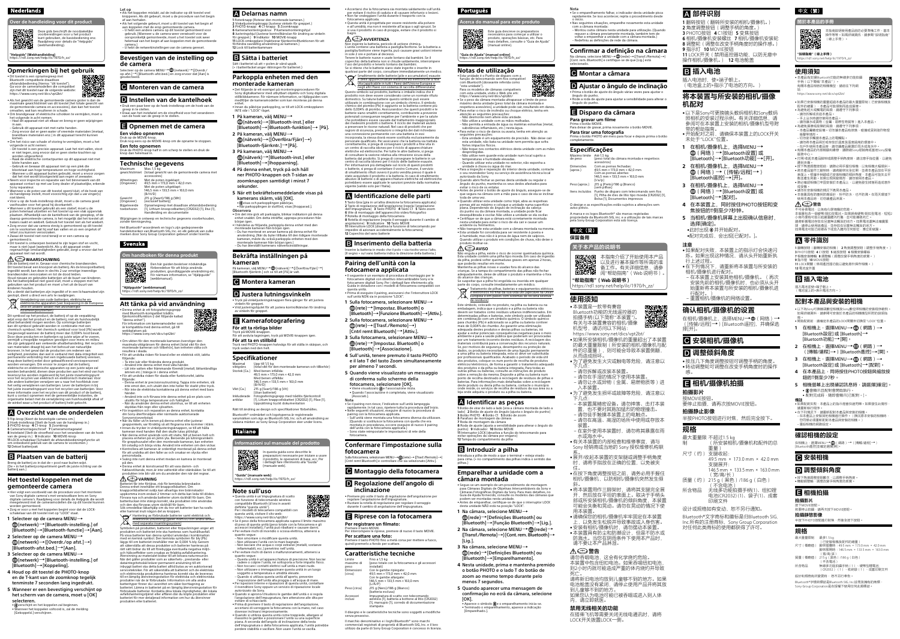## Nederlands

### Over de handleiding voor dit product

Deze gids beschrijft de noodzakelijke voorbereidingen voor u het product kunt gebruiken, de basisbediening enz. Raadpleeg voor details de "Helpgids" (webhandleiding).

"Helpgids" (Webhandleiding)
https://rd1.sony.net/help/ilc/1970/h_zz/

### Opmerkingen bij het gebruik

- Dit toestel is een opnamegreep met Bluetooth-compatibele draadloze afstandsbediening (hierna "dit toestel"). Ga voor de cameramodellen die compatibel zijn met dit toestel naar de volgende website: https://www.sony.net/dics/vpt2bt/
- Als het gewicht van de gemonteerde camera groter is dan de maximale gewichtslimiet van dit toestel (het totale gewicht van de gemonteerde camera en accessoires), dan kan het toestel omvallen, wat kan resulteren in schade.
- Om beschadiging of elektrische schokken te vermijden, moet u het volgende in acht nemen:
  - Houd dit apparaat niet uit elkaar en breng er geen wijzigingen in aan.
  - Gebruik dit apparaat niet met natte handen.
  - Zorg ervoor dat er geen water of vreemde materialen (metaal, brandbare materialen enz.) in dit apparaat terecht kunnen komen.
- Om het toestel tegen schade te beschermen, moet u het volgende in acht nemen:
  - Dit toestel is niet stof-, spat- of waterbestendig.
  - Laat dit toestel niet vallen en stel het niet bloot aan sterke schokken.
- Voor u op de hoek-instelknop drukt, moet u de camera goed vasthouden.
- Wanneer u dit toestel gebruikt als een statief, moet u de poten helemaal uitzetten en het toestel op een vlakke, stabiele ondergrond plaatsen.
- Zorg ervoor dat het toestel niet in een auto of in direct zonlicht wordt achtergelaten.
- Dit toestel is ontworpen bestand te zijn tegen stof en vocht, maar is niet (geheel) waterdicht.

### ⚠ WAARSCHUWING

Slik de batterij niet in. Gevaar voor chemische brandwonden.
Dit toestel bevat een knoopcel of batterij. Als de knoopcelbatterij ingeslikt wordt, kan deze in slechts 2 uur ernstige inwendige brandwonden veroorzaken en tot de dood leiden.
Houd nieuwe en gebruikte batterijen uit de buurt van kinderen.
Als het batterijvak niet goed sluit, moet u stoppen met het gebruik van het product en moet u het uit de buurt van kinderen houden.
Als u denkt dat batterijen zijn ingeslikt of in een lichaamsdeel zijn geplaatst, moet u direct een arts te raadplegen.

Verwijdering van oude batterijen, elektrische en elektronische apparaten (van toepassing in de Europese Unie en andere landen met afzonderlijke inzamelingssystemen)

Dit symbool op het product, de batterij of op de verpakking wijst erop dat het product en de batterij, niet als huishoudelijk afval behandeld mogen worden. Op sommige batterijen kan dit symbool gebruikt worden in combinatie met een chemisch symbool. Het chemisch symbool voor kwik (Hg) wordt toegevoegd wanneer de batterij meer dan 0,0005 % kwik bevat. Door deze producten en batterijen op juiste wijze af te voeren, vermijdt u mogelijke negatieve gevolgen voor mens en milieu die zouden kunnen veroorzaakt worden in geval van verkeerde afvalbehandeling. Het recycleren van materialen draagt bij aan het behoud van natuurlijke bronnen. In het geval dat de producten om redenen van veiligheid, prestaties dan wel in verband met data-integriteit een permanente verbinding met een ingebouwde batterij vereisen, mag deze batterij enkel door gekwalificeerd servicepersoneel vervangen worden. Om ervoor te zorgen dat de batterij, elektrische en elektronische apparaten op een juiste wijze zal worden behandeld, dienen deze producten aan het eind van hun levenscyclus worden overgedragen aan het desbetreffende inzamelingspunt voor de recyclage van elektrisch en elektronisch materiaal. Voor alle andere batterijen verwijzen we u naar het hoofdstuk over het veilig verwijderen van de batterij. Lever de batterij in bij het juiste inzamelingspunt voor het recycleren van batterijen. Voor meer informatie over het recycleren van dit product of de batterij, kunt u contact opnemen met de gemeentelijke instanties, de organisatie belast met de verwijdering van huishoudelijk afval of de winkel waar u het product of batterij hebt gekocht.

### A Overzicht van de onderdelen

1 Grip-knop (Voert de kantelbediening uit) 2 Hoek-instelknop (Stelt de hoek van de kantelgreep in.) 3 PHOTO-knop 4 C1-knop 5 Zoomknop 6 Camerabevestigingsschroef 7 Camerabevestigingswiel 8 Instelwiel (Stelt de drehoek voor het verstellen van de hoek van de greep in) 9 Indicator 10 MOVIE-knop 11 LOCK-schakelaar (Schakelt de afstandsbedieningsfunctie uit om onbedoeld gebruik van de camera te voorkomen.) 12 Deksel batterijvak

### B Plaatsen van de batterij

Breng de batterij zo in dat de + pool naar buiten wijst.
(De + in het batterijcompartiment geeft de juiste richting van de batterij aan.)

### Het toestel koppelen met de gemonteerde camera

- Hier volgt een voorbeeld van de procedure voor het monteren van Sony digitale camera's met verwisselbare lens en Sony digitale camera's. Raadpleeg voor details de Helpgids die wordt meegeleverd met de camera, die u wilt koppelen met dit toestel wordt gemonteerd.
- Zorg ervoor u met het koppelen begint voor dat de LOCK-schakelaar van dit toestel niet op "LOCK" staat.

1. **Selecteer op de camera MENU → (netwerk) → [Bluetooth-instelling] of [Bluetooth] → [Bluetooth-functie] → [Aan].**
2. **Selecteer op de camera MENU → (netwerk) → [Overdr./op afst.] → [Bluetooth-afst.bed.] → [Aan].**
3. **Selecteer op de camera MENU → (netwerk) → [Bluetooth-instelling] of [Bluetooth] → [Koppeling].**
4. **Houd op dit toestel de PHOTO-knop en de T-kant van de zoomknop tegelijk tenminste 7 seconden lang ingedrukt.**
5. **Wanneer er een bevestiging verschijnt op het scherm van de camera, moet u [OK] selecteren.**
   - verschijnt en het koppelen zal beginnen.
   - Wanneer het koppelen voltooid is, zal de melding [Gekoppeld.] verschijnen.

**Let op**
- Als het koppelen mislukt, zal de indicator op dit toestel snel knipperen. Als dit gebeurt, moet u dit toestel van het begin af aan koppelen.
- Als het volgende gebeurt, moet u dit toestel van het begin af aan koppelen met de erop gemonteerde camera.
  – U hebt een andere camera op dit toestel gemonteerd voor gebruik. (Wanneer u de camera weer verwisselt voor de oorspronkelijke camera, moet u het toestel ook weer helemaal vanaf het begin koppelen met de gemonteerde camera.)
  – U hebt de netwerkinstellingen van de camera gereset.

### Bevestigen van de instelling op de camera

Selecteer op de camera MENU → (netwerk) → [Overdr./op afst.] → [Bluetooth-afst.bed.] en zorg ervoor dat [Aan] is geselecteerd.

### C Monteren van de camera

### D Instellen van de kantelhoek

- Druk een paar keer op de hoek-instelknop om de hoek van de greep in te stellen.
- Draai aan het instelwiel om de stroefheid voor het veranderen van de hoek van de greep in te stellen.

### E Opnemen met de camera

**Een video opnemen**
Druk op de MOVIE-knop.
Druk nog eens op de MOVIE-knop om de opname te stoppen.

**Een foto opnemen**
Druk de PHOTO-knop half in om scherp te stellen en druk de knop dan helemaal in.

### Technische gegevens

| | |
|---|---|
| Maximum gewichtslimiet | Max. 1,5 kg (totaal gewicht van de gemonteerde camera met accessoires) |
| Afmetingen (Ongeveer) | Met de poten ingeklapt: 49,5 mm × 173,0 mm × 42,0 mm<br>Met de poten uitgeklapt: 146,5 mm × 133,5 mm × 163,0 mm (B/H/D) |
| Gewicht (Ongeveer) | 215 g (Zwart)/186 g (Wit) (exclusief batterij) |
| Bijgeleverde artikelen | Draadloze afstandsbedieningsopnamegreep (1), Lithium knoopcelbatterij (CR2032) (1), Etui (1), Handleiding en documentatie |

Wijzigingen in ontwerp en technische gegevens voorbehouden, zonder kennisgeving.

Het Bluetooth®-woordmerk en logo's zijn gedeponeerde handelsmerken van Bluetooth SIG, Inc. en elk gebruik van zulke merken door Sony Group Corporation gebeurt onder licentie.

## Svenska

### Om handboken för denna produkt

Den här guiden beskriver nödvändiga förberedelser för att börja använda produkten, grundläggande användning etc. För närmare information, se "Hjälpguide" (webbmanual).

"Hjälpguide" (webbmanual)
https://rd1.sony.net/help/ilc/1970/h_zz/

### Att tänka på vid användning

- Denna enhet är ett fotograferingsgrepp med Bluetooth-kompatibel trådlös fjärrkontrollfunktion (i det följande kallad "denna enhet"). För information om kameramodeller som är kompatibla med denna enhet, gå till webbplatsen på: https://www.sony.net/dics/vpt2bt/
- Om vikten för den monterade kameran överstiger den maximala viktgränsen för denna enhet (total vikt för den monterade kameran och tillbehör), kan enheten välta och resultera i skador.
- För att undvika risken för brand eller en elektrisk stöt, iaktta följande:
  – Ta inte isär eller förändra denna produkt.
  – Använd inte denna enhet med våta händer.
  – Låt inte vatten eller främmande föremål (metall, lättantändliga ämnen etc.) tränga in i denna enhet.
- För att undvika risken för skada eller funktionsfel, iaktta följande:
  – Denna enhet är precisionsutrustning. Tappa inte enheten, slå inte mot den, och utsätt den inte heller för stark yttre tryck.
  – När inte de elektriska kontakterna på denna enhet. Det kan orsaka funktionsfel.
  – Använd inte och förvara inte denna enhet på en plats som utsätts för höga temperaturer och fuktighet.
  – När du använder denna enhet utomhus, se till att enheten skyddas från regn eller väta.
- För information om operation av denna enhet, kontakta din Sony-återförsäljare eller närmaste auktoriserade Sonyservicestation.
- När du håller ut/in benen på denna enhet eller justerar greppvinkeln, var försiktig så att fingrarna inte kommer i kläm.
- Innan du trycker in vinkelinställningsknappen, se till att hålla kameran med händerna fast.
- När denna enhet används som ett stativ, fäll ut benen helt och placera enheten på en jämn yta. Beroende på lutningsvinkeln för greppet och den monterade kameran, kan enheten tippa.
- Kontrollera att kameran är ordentligt monterad på denna enhet.
- Lämna inte denna enhet i en bil eller i direkt solljus.
- Denna enhet är konstruerad för att vara damm- och fuktresistent, men är inte vattentät eller stänksäker.

### ⚠ VARNING

Batteriet får inte förtäras, risk för kemiska brännskador.
Denna enhet innehåller ett knappcellsbatteri. Om knappcellsbatteriet sväljs kan det orsaka allvarliga inre brännskador på bara 2 timmar och kan leda till döden.
Förvara nya och använda batterier utom räckhåll för barn.
Om batterifacket inte stängs säkert, sluta använda produkten och förvara den utom räckhåll för barn.
Om du tror att batterier kan ha svalts eller placerats i någon del av kroppen, sök omedelbart läkarvård.

Hantering av förbrukade batterier samt elektrisk och elektronisk utrustning (gäller i EU och andra länder med separata insamlingssystem)

Symbolen på produkten, batteriet eller förpackningen anger att produkten och batteriet inte ska hanteras som hushållsavfall. På vissa batterier kan denna symbol användas i kombination med en kemisk symbol. Den kemiska symbolen för bly (Pb) läggs till om batteriet innehåller mer än 0,004 % bly. Genom att säkerställa att dessa produkter och batterier hanteras på rätt sätt bidrar du till att förebygga eventuella negativa miljö- och hälsoeffekter som orsakas av felaktig avfallshantering. Återvinning av materialet bidrar till att bevara naturresurser. När det gäller produkter som av säkerhets-, prestanda- eller dataintegritetsskäl kräver permanent anslutning till ett inbyggt batteri ska detta batteri alltid bytas av en auktoriserad servicetekniker. För att säkerställa att batteriet och de elektriska och elektroniska produkterna hanteras korrekt ska de lämnas in vid uttjänt livslängd till ett insamlingsställe för återvinning av elektrisk och elektronisk utrustning. För alla andra batterier, se avsnittet om hur du tar bort batteriet på säkert sätt från produkten. Lämna in batteriet till ett insamlingsställe för förbrukade batterier. Kontakta dina lokala myndigheter, den lokala avfallshanteringen eller affären där du köpte produkten eller batteriet för mer detaljerad information om hur du återvinner produkten eller batteriet.

### A Delarnas namn

1 Rotereknapp (Roterar den monterade kameran.) 2 Vinkelinställningsknapp (Justerar vinkeln för greppet.) 3 PHOTO-knapp 4 C1-knapp 5 Zoomknapp 6 Kameramonteringsskruv 7 Kameramonteringshjul 8 Justeringshjul (Justerar friktionsmotstånd för ändring av vinkeln för greppet.) 9 Indikator 10 MOVIE-knapp 11 LOCK-omkopplare (Inaktiverar fjärrkontrollfunktionen för att förhindra oavsiktlig användning av kameran.) 12 Lock till batterifacket

### B Sätta i batteriet

Sätt i batteriet så att + polen är vänd uppåt.
(+ i batterifacket anger riktningen för batteriet.)

### Parkoppla enheten med den monterade kameran

- Det följande är ett exempel på proceduren för Sony digitalkameror med utbytbart objektiv och Sony digitala stillbildskameror. För närmare information, se Hjälpguiden som medföljer kameran som ska monteras på denna enhet.
- Innan du påbörjar parkoppling, se till att LOCK-omkopplaren INTE står i "LOCK"-läget.

1. **På kameran, välj MENU → (nätverk) → [Bluetooth-inst.] eller [Bluetooth] → [Bluetooth-funktion] → [På].**
2. **På kameran, välj MENU → (nätverk) → [Överföra/Fjärr] → [Bluetooth-fjärrkont.] → [På].**
3. **På kameran, välj MENU → (nätverk) → [Bluetooth-inst.] eller [Bluetooth] → [Ihopparning].**
4. **På denna enhet, tryck på och håll ner PHOTO-knappen och T-sidan av zoomknappen samtidigt i minst 7 sekunder.**
5. **När ett bekräftelsemeddelande visas på kamerans skärm, välj [OK].**
   - visas och parkopplingen påbörjas.
   - När parkopplingen är slutförd, visas [Ihopparad.].

**Observera**
- Om det inte gick att parkoppla, blinkar indikatorn på denna enhet snabbt. Om detta inträffar, upprepa proceduren från början igen.
- I händelse av följande, parkoppla denna enhet med den monterade kameran från början igen.
  – Du har monterat en annan kamera på denna enhet för användning. (När du byter tillbaka till den tidigare monterade kameran, måste du också parkoppla enheten med den monterade kameran från början igen.)
  – Du har återställt kamerans nätverksinställningar.

### Bekräfta inställningen på kameran

På kameran, välj MENU → (nätverk) → [Överföra/Fjärr] → [Bluetooth-fjärrkont.] och se till att [På] är valt.

### C Montera kameran

### D Justera lutningsvinkeln

- Tryck på vinkelinställningsknappen flera gånger för att justera vinkeln för greppet.
- Vrid justeringshjulet för att justera kontrollkänslan för ändring av vinkeln för greppet.

### E Kamerafotografering

**För att ta rörliga bilder**
Tryck på MOVIE-knappen.
För att avsluta tagningen, tryck på MOVIE-knappen igen.

**För att ta en stillbild**
Tryck ned PHOTO-knappen halvvägs för att ställa in skärpan, och tryck sedan ned den helt.

### Specifikationer

| | |
|---|---|
| Maximal viktgräns | Upp till 1,5 kg (total vikt för den monterade kameran och tillbehör) |
| Storlek (Ca.) | Med benen infällda: 49,5 mm × 173,0 mm × 42,0 mm<br>Med benen utfällda: 146,5 mm × 133,5 mm × 163,0 mm (B/H/D) |
| Vikt (Ca.) | 215 g (Svart)/186 g (Vit) (Utan batteri) |
| Inkluderade artiklar | Fotograferingsgrepp med trådlös fjärrkontroll (1), Litium knappcellsbatteri (CR2032) (1), Påse (1), Uppsättning tryckt dokumentation |

Rätt till ändring av design och specifikationer förbehålles.

Bluetooth®-ordmärket och logotyperna är registrerade varumärken som ägs av Bluetooth SIG, Inc. och all användning av sådana märken av Sony Group Corporation sker under licens.

## Italiano

### Informazioni sul manuale del prodotto

In questa guida sono descritte le preparazioni necessarie per iniziare a usare il prodotto, le operazioni di base, ecc. Per i dettagli fare riferimento alla "Guida" (manuale web).

"Guida" (manuale web)
https://rd1.sony.net/help/ilc/1970/h_zz/

### Note sull'uso

- Questa unità è un'impugnatura di scatto con funzione di telecomando senza fili compatibile con Bluetooth (in seguito chiamata "questa unità"). Per i modelli di fotocamera compatibili con questa unità, visitare il sito web: https://www.sony.net/dics/vpt2bt/
- Se il peso della fotocamera applicata supera il limite massimo di peso di questa unità (peso totale della fotocamera e degli accessori installati), l'unità può ribaltarsi e causare danni.
- Per evitare rischi di incendio o scosse elettrica, attenersi a quanto segue:
  – Non smontare o modificare questa unità.
  – Non utilizzare l'unità con le mani bagnate.
  – Non lasciare che acqua o corpi estranei (metalli, sostanze infiammabili, ecc.) penetrino nell'unità.
- Per evitare rischi di danni o malfunzionamenti, attenersi a quanto segue:
  – Questa unità è un'apparecchiatura di precisione. Non lasciar cadere o colpire l'unità, né sottoporla a forte impatto fisico.
  – Non toccare i contatti elettrici sull'unità a mani nude.
  – Non utilizzare o conservare la unità in un luogo esposto a temperature e umidità elevate.
  – Quando si utilizza questa unità all'aperto, prevenire l'esposizione dell'unità alla pioggia o all'acqua di mare.
- Per ulteriori informazioni su questa unità, contattare il rivenditore Sony oppure un servizio di riparazione locale autorizzato da Sony.
- Quando si apre o chiude le gambe dell'unità o si regola l'angolazione dell'impugnatura, fare attenzione alle dita per evitare di schiacciarle.
- Prima di premere il tasto di regolazione dell'angolazione, accertarsi di sorreggere la fotocamera con la mano, nel caso dovesse inclinarsi improvvisamente.
- Quando si utilizza questa unità come treppiede, allargare al massimo le gambe e posizionare l'unità su una superficie piana. A seconda dell'angolo di inclinazione della testa dell'impugnatura e della fotocamera applicata, l'unità potrebbe perdere stabilità e ribaltarsi. Non usare l'unità per vacilla.
- Accertarsi che la fotocamera sia montata saldamente sull'unità per evitare il rischio di cadute e di causare infortuni o lesioni.
- Non far oscillare l'unità durante il trasporto con una fotocamera applicata.
- Questa unità è progettata per essere resistente alla polvere e all'umidità, ma non è resistente all'acqua o agli spruzzi.

### ⚠ AVVERTENZA

Non ingerire la batteria, pericolo di ustione chimica.
L'unità contiene una batteria a pastiglia/bottone. Se la batteria a pastiglia/bottone viene ingerita, può causare gravi ustioni interne in sole 2 ore e portare al decesso.
Tenere le batterie nuove e usate lontano dai bambini. Se il coperchio della batteria non si chiude saldamente, interrompere l'uso del prodotto e tenerlo lontano dai bambini.
Se si ritiene che le batterie siano state ingerite o inserite in qualsiasi parte del corpo, consultare immediatamente un medico.

Smaltimento delle batterie (pile e accumulatori) esauste e delle apparecchiature elettriche ed elettroniche a fine vita (applicabile in tutti i Paesi dell'Unione Europea e negli altri Paesi con sistema di raccolta differenziata)

Questo simbolo sul prodotto, batteria o imballo indica che il prodotto non deve essere considerato come un normale rifiuto domestico. Su talune batterie questo simbolo può essere utilizzato in combinazione con un simbolo chimico. Il simbolo chimico del piombo (Pb) è aggiunto se la batteria contiene più dello 0,004% di piombo. Assicurandovi che questi prodotti e le batterie siano smaltiti correttamente, contribuirete a prevenire potenziali conseguenze negative per l'ambiente e per la salute che potrebbero essere causate dal trattamento inappropriato dei medesimi prodotti e batterie. Il riciclo dei materiali aiuterà a preservare le risorse naturali. Nel caso di prodotti che per motivi di sicurezza, prestazione o protezione dei dati richiedano un collegamento fisso ad una batteria interna, la stessa dovrà essere sostituita esclusivamente da personale qualificato. Per garantire che la batteria ed i prodotti elettrici ed elettronici siano trattati correttamente, si prega di consegnare tali prodotti a fine vita in un centro di raccolta idoneo per il riciclo di apparecchi elettrici ed elettronici. Per tutte le altre batterie, si prega di consultare la sezione relativa alla rimozione sicura delle batterie. Conferire le batterie esauste presso i punti di raccolta indicati per il riciclo. Per informazioni più dettagliate circa lo smaltimento e il riciclo di questo prodotto o della batteria, vi preghiamo di contattare il vostro Comune, il servizio di smaltimento rifiuti ovvero il punto vendita presso il quale è stato acquistato il prodotto o la batteria. In caso di smaltimento abusivo di batterie o di apparecchiature elettriche ed elettroniche potrebbero essere applicate le sanzioni previste dalla normativa vigente (valido solo per l'Italia).

### A Identificazione delle parti

1 Tasto di rotazione (Gira la fotocamera applicata) 2 Tasto di regolazione dell'angolazione (regola l'angolazione dell'impugnatura) 3 Tasto PHOTO 4 Tasto C1 5 Tasto zoom 6 Vite di montaggio dell'apparecchio video/fotografico 7 Rotella di montaggio della fotocamera 8 Rotella di regolazione (regola il serraggio quando si cambia di angolazione) 9 Indicatore 10 Tasto MOVIE 11 Interruttore LOCK (disattiva la funzione di telecomando per impedire di azionare accidentalmente la fotocamera) 12 Coperchio del vano batterie

### B Inserimento della batteria

Inserire la batteria in modo che il polo + sia rivolto verso l'alto.
(Il segno + sul vano batteria indica la direzione della batteria.)

### Pairing dell'unità con la fotocamera applicata

- Il seguente è un esempio di procedura di montaggio per le fotocamere digitali con obiettivo intercambiabile Sony e le fotocamere digitali Sony. Per i dettagli fare riferimento alla Guida in dotazione con i modelli di fotocamera compatibili con questa unità.
- Prima di eseguire il pairing, assicurarsi che l'interruttore LOCK sull'unità NON sia in posizione "LOCK".

1. **Sulla fotocamera, selezionare MENU → (rete) → [Impostaz. Bluetooth] o [Bluetooth] → [Funzione Bluetooth] → [Attiv.].**
2. **Sulla fotocamera, selezionare MENU → (rete) → [Trasf./Remoto] → [Cntrl remt Bluetooth] → [Attiv.].**
3. **Sulla fotocamera, selezionare MENU → (rete) → [Impostaz. Bluetooth] o [Bluetooth] → [Associazione].**
4. **Sull'unità, tenere premuto il tasto PHOTO e il lato T del tasto Zoom simultaneamente per almeno 7 secondi.**
5. **Quando viene visualizzato un messaggio di conferma sullo schermo della fotocamera, selezionare [OK].**
   - Viene visualizzato e l'associazione inizia.
   - Quando l'associazione è completata, viene visualizzato [Associati.].

**Nota**
- Se il pairing non riesce, l'indicatore sull'unità lampeggia rapidamente. In tal caso, ripetere tutta la procedura dall'inizio.
- Nelle seguenti situazioni, eseguire di nuovo la procedura di pairing con la fotocamera applicata.
  – Sull'unità viene montata una fotocamera diversa da utilizzare. (Quando si sostituisce la fotocamera con quella che era montata in precedenza, occorre eseguire di nuovo il pairing dell'unità con la fotocamera applicata.)
  – Sono state reimpostate le impostazioni di rete della fotocamera.

### Confermare l'impostazione sulla fotocamera

Sulla fotocamera, selezionare MENU → (rete) → [Trasf./Remoto] → [Cntrl remt Bluetooth] e controllare che sia selezionato [Attiv.].

### C Montaggio della fotocamera

### D Regolazione dell'angolo di inclinazione

- Premere più volte il tasto di regolazione dell'angolazione per regolare l'angolazione dell'impugnatura.
- Ruotare la rotella di regolazione per regolare il serraggio durante il cambio di angolazione dell'impugnatura.

### E Riprese con la fotocamera

**Per registrare un filmato:**
Premere il tasto MOVIE.
Per interrompere le riprese, premere di nuovo il tasto MOVIE.

**Per scattare una foto:**
Premere il tasto PHOTO fino a metà corsa per mettere a fuoco, quindi premerlo a fondo per scattare.

### Caratteristiche tecniche

| | |
|---|---|
| Limite massimo di peso | Fino a 1,5 kg (peso totale con la fotocamera e gli accessori installati) |
| Dimensioni (circa) | Con le gambe ripiegate: 49,5 mm × 173,0 mm × 42,0 mm<br>Con le gambe allargate: 146,5 mm × 133,5 mm × 163,0 mm (L/A/P) |
| Peso (circa) | 215 g (Nero)/186 g (Bianco) (batteria esclusa) |
| Accessori inclusi | Impugnatura di scatto con telecomando wireless (1), batteria a bottone al litio (CR2032) (1), custodia (1), corredo di documentazione stampata |

Il disegno e le caratteristiche tecniche sono soggetti a modifiche senza preavviso.

Il marchio denominativo e i loghi Bluetooth® sono marchi commerciali registrati di proprietà di Bluetooth SIG, Inc. e il loro utilizzo da parte di Sony Group Corporation è concesso in licenza.

## Português

### Acerca do manual para este produto

Este guia descreve os preparativos necessários para começar a utilizar o produto, operações básicas, etc. Para mais informações, consulte o "Guia de Ajuda" (manual online).

"Guia de Ajuda" (manual online)
https://rd1.sony.net/help/ilc/1970/h_zz/

### Notas de utilização

- Esta unidade é o Punho de disparo com a função de telecomando sem fios compatível com Bluetooth (doravante referida como "esta unidade"). Para os modelos de câmaras compatíveis com esta unidade, visite o Web site em: https://www.sony.net/dics/vpt2bt/
- Se o peso da câmara montada ultrapassar o limite de peso máximo desta unidade (peso total da câmara montada e respetivos acessórios), a unidade pode cair, resultando em danos.
- Para evitar o risco de incêndio ou choque elétrico, tenha em atenção as seguintes precauções:
  – Não desmonte nem altere esta unidade.
  – Não utilize a unidade com as mãos molhadas.
  – Não permita a entrada de água ou materiais estranhos (metal, substâncias inflamáveis, etc.) nesta água.
- Para evitar o risco de danos ou avaria, tenha em atenção as seguintes precauções:
  – Esta unidade é um equipamento de precisão. Não deixe cair esta unidade nem a sujeite a golpes ou aplique força sobre fortes impactos físicos.
  – Não toque nos contactos elétricos desta unidade com as mãos desprotegidas.
  – Não utilize nem guarde esta unidade num local sujeito a temperatura e humidade elevadas.
  – Quando utilizar esta unidade no exterior, não exponha a unidade à chuva ou água do mar.
- Para a inspeção e reparação do interior desta unidade, contacte o seu revendedor Sony ou serviço de assistência técnica local autorizado da Sony.
- Quando abrir/fechar as pernas desta unidade ou regular o ângulo do punho, mantenha os dedos afastados para evitar o risco de os entalar.
- Antes de premir o botão de ajuste do ângulo, assegure-se de que segura na câmara com a mão para o caso de ela se inclinar subitamente.
- Quando utilizar esta unidade como tripé, abra as respetivas pernas até ao máximo e coloque a unidade numa superfície plana. Dependendo do ângulo de inclinação da cabeça do punho ou da câmara montada, a unidade pode ficar desequilibrada e oscilar. Não utilize a unidade se ela oscilar.
- Certifique-se de que a câmara está corretamente montada nesta unidade para evitar o risco de ela cair e causar um acidente ou ferimentos.
- Não transporte esta unidade com a câmara montada na mesma.
- Esta unidade foi concebida para ser resistente à poeira e à humidade, mas não é à prova de água nem de salpicos.
- Quando utilizar o produto em condições de chuva, não deixe o produto molhar-se.

### ⚠ AVISO

Não engula a pilha, existe o risco de sofrer queimaduras químicas.
Esta unidade contém uma pilha tipo moeda. Em caso de ingestão da pilha, poderá causar queimaduras graves em apenas 2 horas, que poderão resultar em morte.
Mantenha as pilhas novas e usadas fora do alcance das crianças. Se a tampa do compartimento das pilhas não fechar adequadamente, deixe de utilizar o produto e mantenha-o fora do alcance das crianças.
Se suspeitar que a pilha foi engolida ou inserida em qualquer parte do corpo, procure imediatamente um médico.

Tratamento de pilhas, baterias e equipamentos elétricos e eletrónicos no final da sua vida útil (Aplicável na União Europeia e em países com sistemas de recolha seletiva de resíduos)

Este símbolo, colocado no produto, na pilha ou bateria ou na embalagem, indica que o produto e a pilha ou bateria não devem ser tratados como resíduos urbanos indiferenciados. Em determinadas pilhas e baterias, este símbolo pode ser utilizado em combinação com um símbolo químico. O símbolo químico para chumbo (Pb) é adicionado se a pilha ou bateria contiver mais de 0,004% de chumbo. Devem antes ser colocados num ponto de recolha adequado destes produtos e destas pilhas e baterias, já que ao evitar potenciais consequências negativas para o meio ambiente e para a saúde pública que poderiam ser provocadas por um tratamento incorreto destes resíduos. A reciclagem dos materiais contribuirá para a conservação dos recursos naturais. Se por motivos de segurança, desempenho ou proteção de dados, os produtos necessitarem de uma ligação permanente a uma pilha ou bateria integrada, esta só deve ser substituída por profissionais qualificados. Acabado o período de vida útil dos produtos, coloque-os num ponto de recolha de produtos elétricos/eletrónicos, de forma a garantir o tratamento adequado dos produtos e da pilha ou bateria integrada. Para todas as outras pilhas ou baterias, consulte as instruções do produto sobre a remoção da mesma. Deposite a pilha ou bateria num ponto de recolha destinado à reciclagem de resíduos de pilhas e baterias. Para informações mais detalhadas sobre a reciclagem deste produto ou destas pilhas ou baterias, por favor contacte o município onde reside, os serviços de recolha de resíduos da sua área ou a loja onde adquiriu o produto ou a pilha ou bateria.

### A Identificar as peças

1 Botão de virar de lado a lado (vira a câmara montada de lado a lado) 2 Botão de ajuste do ângulo (ajusta o ângulo do punho) 3 Botão PHOTO 4 Botão C1 5 Botão de zoom 6 Parafuso de montagem da câmara 7 Roda de montagem da câmara 8 Roda de ajuste (ajusta a sensibilidade para alterar o ângulo do punho) 9 Indicador 10 Botão MOVIE 11 Interruptor LOCK (desativa a função de telecomando para evitar o funcionamento acidental da câmara) 12 Tampa do compartimento da pilha

### B Introduzir a pilha

Introduza a pilha de modo a que o terminal + esteja virado para cima. (+ no compartimento das pilhas indica o sentido das pilhas.)

### Emparelhar a unidade com a câmara montada

- Segue-se um exemplo de um procedimento de montagem para Câmaras Digitais de Objetivas Intercambiáveis da Sony e Câmaras Fotográficas Digitais da Sony. Para mais detalhes, o Guia de Ajuda fornecido com os modelos das câmaras que podem ser montadas nesta unidade.
- Antes de iniciar o emparelhamento, certifique-se de que o interruptor LOCK desta unidade NÃO está na posição "LOCK".

1. **Na câmara, selecione MENU → (rede) → [Definições Bluetooth] ou [Bluetooth] → [Função Bluetooth] → [Lig.].**
2. **Na câmara, selecione MENU → (rede) → [Transf./Remota] → [Contr. rem. Bluetooth] → [Lig.].**
3. **Na câmara, selecione MENU → (rede) → [Definições Bluetooth] ou [Bluetooth] → [Emparelhamento].**
4. **Nesta unidade, prima e mantenha premido o botão PHOTO e o lado T do botão de zoom ao mesmo tempo durante pelo menos 7 segundos.**
5. **Quando aparecer uma mensagem de confirmação no ecrã da câmara, selecione [OK].**
   - Aparece o símbolo e o emparelhamento inicia-se.
   - Terminado o emparelhamento, aparece a indicação [Emparelhado.].

**Nota**
- Se o emparelhamento falhar, o indicador desta unidade pisca rapidamente. Se isto acontecer, repita o procedimento desde o início.
- Nas seguintes situações, emparelhe novamente esta unidade com a câmara montada:
  – Montou outra câmara nesta unidade para utilização. (Quando repuser a câmara previamente montada, também tem de voltar a emparelhar a unidade com a câmara montada.)
  – Redefiniu as definições de rede da câmara.

### Confirmar a definição na câmara

Na câmara, selecione MENU → (rede) → [Transf./Remota] → [Contr. rem. Bluetooth] e certifique-se de que [Lig.] está selecionado.

### C Montar a câmara

### D Ajustar o ângulo de inclinação

- Prima o botão de ajuste do ângulo várias vezes para ajustar o ângulo do punho.
- Rode a roda de ajuste para ajustar a sensibilidade para alterar o ângulo do punho.

### E Disparo da câmara

**Para gravar um filme**
Prima o botão MOVIE.
Para deixar de gravar, prima novamente o botão MOVIE.

**Para tirar uma fotografia**
Prima o botão PHOTO até meio para focar e depois prima o botão completamente.

### Especificações

| | |
|---|---|
| Máximo limite de peso | Até 1,5 kg (peso total da câmara montada e respetivos acessórios) |
| Dimensões (aprox.) | Com as pernas fechadas: 49,5 mm × 173,0 mm × 42,0 mm<br>Com as pernas abertas: 146,5 mm × 133,5 mm × 163,0 mm (l/a/p) |
| Peso (aprox.) | 215 g (Preto)/186 g (Branco) (sem pilhas) |
| Itens incluídos | Punho de disparo com telecomando sem fios (1), Pilha de iões de lítio tipo moeda (CR2032) (1), Bolsa (1), Documentos impressos |

O design e as especificações estão sujeitos a alterações sem aviso prévio.

A marca e os logos Bluetooth® são marcas registadas propriedade da Bluetooth SIG, Inc. e a utilização de tais marcas pela Sony Group Corporation está sob licença.

## 中文（简）

### 保留备用

### 关于本产品的说明书

本指南介绍了开始使用本产品以及进行基本操作等所需的准备工作。有关详细信息，请参阅"帮助指南"（Web 说明书）。

"帮助指南"（Web 说明书）
https://rd1.sony.net/help/ilc/1970/zh_cn/

### 使用须知

- 本装置是一款带有兼容 Bluetooth 功能的无线遥控器的拍摄手柄（以下简称"本装置"）。有关与本装置兼容的相机/摄像机型号，请访问以下网站：https://www.sony.net/dics/vpt2bt/
- 如果所安装相机/摄像机的重量超过了本装置的最大重量限制（所安装的相机/摄像机和附件的总重量），则可能会导致本装置倾倒，从而造成损坏。
- 为了避免发生火灾或触电等危险，请注意以下几点：
  – 请勿拆解或改装本装置。
  – 请勿在手湿的情况下使用本装置。
  – 请勿让水或异物（金属、易燃物质等）进入本装置。
- 为了避免发生损坏或故障等危险，请注意以下几点：
  – 本装置属精密设备。请勿摔落、击打本装置，也不要对其施加较大的物理冲击。
  – 请勿徒手触摸本装置上的电触点。
  – 请勿在高温、高湿的场所中使用或存放本装置。
  – 在室外使用本装置时，请勿将其暴露在雨水或海水中。
- 有关本装置的内部检查和维修事宜，请与 Sony 经销商或当地的 Sony 授权维修中心联系。
- 展开/收起本装置的支架腿或调整手柄角度时，请务于注意手指的位置，以免被夹住。
- 在按下角度调整按钮之前，请务必用手握住相机/摄像机，以防相机/摄像机突然发生倾斜。
- 将本装置用作三脚架时，请将其支腿完全展开，并放置在平坦的表面上。取决于手柄头部或所安装相机/摄像机的倾斜角度，本装置可能会失去平衡而晃动。请勿在晃动的情况下使用本装置。
- 请确保您的相机/摄像机牢牢固定在本装置上，以免发生相机/摄像机掉落导致事故或人员受伤等风险。
- 请勿在相机/摄像机安装于本装置上的情况下携带本装置。
- 本装置具有防尘和防潮设计，但是不防水或防溅水。当您在雨中使用本产品时，请不要让本产品淋湿。

### ⚠ 警告

请勿吞咽电池，这会有化学烧伤的危险。
本装置中包含纽扣电池。如果吞咽纽扣电池，则2小时内就可能造成严重的体内烧伤并导致死亡。
请将新旧电池放到儿童接触不到的地方。如果电池舱盖没有关紧，请停止使用产品并将其放到儿童接触不到的地方。
如果您认为电池可能已被吞咽或进入到人体内，请立即就医。

### 禁用无线网关功能

在搭乘飞机等需要关闭无线电通讯时，请将 LOCK 开关设置于 LOCK 一侧。

### A 部件识别

1 翻转按钮（翻转所安装的相机/摄像机。） 2 角度调整按钮（调整手柄的角度。） 3 PHOTO 按钮 4 C1 按钮 5 变焦按钮 6 相机/摄像机安装螺丝 7 相机/摄像机安装轮 8 调整轮（调整在改变手柄角度时的操作感。） 9 指示灯 10 MOVIE 按钮 11 LOCK 开关（禁用遥控器功能，以防无意中操作相机/摄像机。） 12 电池舱盖

### B 插入电池

插入电池时，使+端子朝上。
（电池盒上的+指示了电池的方向。）

### 将本装置与所安装的相机/摄像机配对

- 以下是 Sony 可更换镜头数码相机和 Sony 数码照相机的安装过程示例。有关详细信息，请参阅可在本装置上安装的相机/摄像机型号附带的帮助指南。
- 开始配对之前，请确保本装置上的 LOCK 开关未处于"LOCK"位置。

1. **在相机/摄像机上，选择 MENU → (网络) → [Bluetooth 设置] 或 [Bluetooth] → [Bluetooth 功能] → [开]。**
2. **在相机/摄像机上，选择 MENU → (网络) → [传输/远程] → [Bluetooth 遥控] → [开]。**
3. **在相机/摄像机上，选择 MENU → (网络) → [Bluetooth 设置] 或 [Bluetooth] → [配对]。**
4. **在本装置上，同时按住 PHOTO 按钮和变焦按钮的 T 侧至少 7 秒钟。**
5. **当相机/摄像机屏幕上出现确认信息时，选择 [确定]。**
   - 此时出现 并开始配对。
   - 配对完成后，会出现 [已配对。]。

**注意**
- 如果配对失败，本装置上的指示灯会快速闪烁。如果出现这种情况，请从头开始重新执行上述过程。
- 在下列情况下，请重新将本装置与所安装的相机/摄像机进行配对。
  – 在本装置上安装其他相机/摄像机。（再次安装先前的相机/摄像机时，也必须从头开始重新将本装置与所安装的相机/摄像机进行配对。）
  – 重置相机/摄像机的网络设置。

### 确认相机/摄像机的设置

在相机/摄像机上，选择 MENU → (网络) → [传输/远程] → [Bluetooth 遥控]，并确保选择 [开]。

### C 安装相机/摄像机

### D 调整倾斜角度

- 按压几下角度调整按钮可调整手柄的角度。
- 转动调整轮可调整在改变手柄角度时的操作感。

### E 相机/摄像机拍摄

**拍摄影片**
按 MOVIE 按钮。
要停止拍摄，请再次按 MOVIE 按钮。

**拍摄静止影像**
半按 PHOTO 按钮进行对焦，然后完全按下。

### 规格

| | |
|---|---|
| 最大重量限制 | 不超过 1.5 kg（所安装相机/摄像机和配件的总重量） |
| 尺寸（约） | 支腿收起：49.5 mm × 173.0 mm × 42.0 mm<br>支腿展开：146.5 mm × 133.5 mm × 163.0 mm（宽/高/长） |
| 质量（约） | 215 g（黑色）/186 g（白色）（不含电池） |
| 所含物品 | 无线遥控拍摄手柄（1）、纽扣型锂电池（CR2032）（1）、袋子（1）、成套印刷文件 |

设计或规格如有变动，恕不另行通知。

Bluetooth® 字标和徽标是归 Bluetooth SIG, Inc. 所有的注册商标，Sony Group Corporation 对任何此类商标的使用都获得了许可。

## 中文（繁）

### 關於本產品的手冊

本指南說明使用本產品的必要準備工作、基本操作等等。如需詳細資訊，請參閱「說明指南」（線上手冊）。

「說明指南」（線上手冊）
https://rd1.sony.net/help/ilc/1970/zh_tw/

### 使用須知

- 本裝置為支援 Bluetooth 的無線遙控拍攝手柄（以下簡稱「本裝置」）。相容本裝置的相機型號，請造訪下列網站：https://www.sony.net/dics/vpt2bt/
- 如果已安裝相機的重量超過本裝置的最大重量限制（已安裝相機與配件的總重量），本裝置可能會翻倒並造成損壞。
- 為避免起火或觸電的危險，請遵守下列事項：
  – 請勿拆解或改裝本裝置。
  – 請勿以濕手操作本裝置。
  – 請勿讓水或異物（金屬、易燃物等）進入本裝置。
- 為避免損壞或故障，請遵守下列事項：
  – 本裝置為精密設備。請勿摔落、撞擊本裝置或對其施加強烈的衝擊。
  – 請勿徒手觸摸本裝置的電氣接點。
  – 請勿在高溫高濕的場所使用或存放本裝置。
  – 在戶外使用本裝置時，請勿讓本裝置淋到雨水或海水。
- 有關本裝置的檢查與維修，請洽詢 Sony 經銷商或當地授權的 Sony 服務中心。
- 展開/收合本裝置的腳架或調整手柄角度時，請小心手指以免被夾住。
- 按下角度調整按鈕之前，請務必用手握住相機，以防相機突然傾斜。
- 將本裝置作為三腳架使用時，請完全展開腳架並將本裝置放在平坦的表面上。視手柄頭部或已安裝相機的傾斜角度而定，本裝置可能會失去平衡而搖晃。本裝置搖晃時請勿使用。
- 請確定相機已牢固安裝在本裝置上，以免相機掉落造成事故或受傷。
- 相機安裝在本裝置上時，請勿攜帶本裝置。
- 本裝置設計為防塵防潮，但並非防水或防濺。

### ⚠ 警告

本電池含有電池，誤吞電池會導致化學灼傷。
本裝置含有鈕扣型電池。若吞下鈕扣型電池，僅 2 小時內便可能導致嚴重的內部灼傷並可能致死。
請將新舊電池放在兒童無法取得之處。若電池盒蓋無法牢牢關上，請停止使用本產品，並將其放在兒童無法取得之處。
若您認為可能已吞下電池或將電池放入身體任何部位，請立即就醫。

### A 零件識別

1 翻轉按鈕（翻轉安裝的相機） 2 角度調整按鈕（調整手柄角度） 3 PHOTO 按鈕 4 C1 按鈕 5 變焦按鈕 6 相機安裝螺絲 7 相機安裝轉盤 8 調整轉盤（調整在變更手柄角度時的操作感） 9 指示燈 10 MOVIE 按鈕 11 LOCK 開關（停用遙控功能以避免意外操作相機） 12 電池盒蓋

### B 插入電池

插入電池時使+端子朝上。
（電池盒上的+表示電池方向。）

### 配對本裝置與安裝的相機

- 以下為 Sony 可換鏡頭數位相機與 Sony 數位相機的安裝程序範例。如需詳細資訊，請參閱可安裝在本裝置上的相機型號所附的說明指南。
- 開始配對前，請確定本裝置的 LOCK 開關不在「LOCK」位置。

1. **在相機上，選擇 MENU → (網路) → [Bluetooth 設定] 或 [Bluetooth] → [Bluetooth 功能] → [開]。**
2. **在相機上，選擇 MENU → (網路) → [傳輸/遙控] → [Bluetooth 遙控] → [開]。**
3. **在相機上，選擇 MENU → (網路) → [Bluetooth 設定] 或 [Bluetooth] → [配對]。**
4. **在本裝置上，同時按住 PHOTO 按鈕與變焦按鈕的 T 側至少 7 秒鐘。**
5. **相機螢幕上出現確認訊息時，請選擇 [確定]。**

**備註**
- 如果配對失敗，本裝置上的指示燈會快速閃爍。如果發生這種情況，請從頭開始再次執行此程序。
- 在下列情況下，請重新將本裝置與安裝的相機配對。
  – 在本裝置上安裝其他相機使用。
  – 重設相機的網路設定。

### 確認相機的設定

在相機上，選擇 MENU → (網路) → [傳輸/遙控] → [Bluetooth 遙控]，並確定已選擇 [開]。

### C 安裝相機

### D 調整傾斜角度

- 按下角度調整按鈕數次以調整手柄角度。
- 轉動調整轉盤以調整變更手柄角度時的操作感。

### E 相機拍攝

**拍攝影片**
按下 MOVIE 按鈕。
若要停止拍攝，請再按一次 MOVIE 按鈕。

**拍攝靜態影像**
半按 PHOTO 按鈕進行對焦，然後完全按下。

### 規格

| | |
|---|---|
| 最大重量限制 | 最多 1.5 kg（已安裝相機與配件的總重量） |
| 尺寸（約） | 腳架收合：49.5 mm × 173.0 mm × 42.0 mm<br>腳架展開：146.5 mm × 133.5 mm × 163.0 mm（寬/高/深） |
| 重量（約） | 215 g（黑色）/186 g（白色）（不含電池） |
| 所含物品 | 無線遙控拍攝手柄（1）、鈕扣型鋰電池（CR2032）（1）、袋子（1）、成套印刷文件 |

設計與規格若有變更，恕不另行通知。

Bluetooth® 字標與標誌為 Bluetooth SIG, Inc. 所有的註冊商標，Sony Group Corporation 對此類標誌的任何使用均已獲得授權。